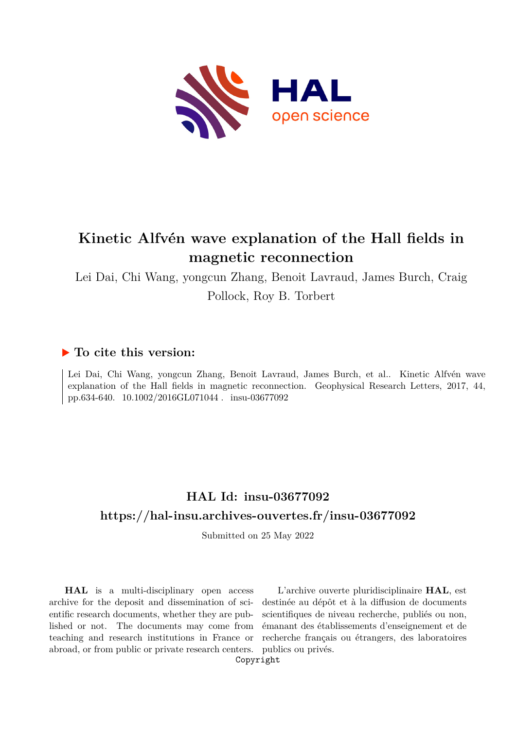# Kinetic Alfvén wave explanation of the Hall fields in magnetic reconnection

Lei Dai, Chi Wang, yongcun Zhang, Benoit Lavraud, James Burch, Craig Pollock, Roy B. Torbert

## ▶ To cite this version:

Lei Dai, Chi Wang, yongcun Zhang, Benoit Lavraud, James Burch, et al.. Kinetic Alfvén wave explanation of the Hall fields in magnetic reconnection. Geophysical Research Letters, 2017, 44, pp.634-640. 10.1002/2016GL071044 . insu-03677092

## HAL Id: insu-03677092

## https://hal-insu.archives-ouvertes.fr/insu-03677092

Submitted on 25 May 2022

**HAL** is a multi-disciplinary open access archive for the deposit and dissemination of scientific research documents, whether they are published or not. The documents may come from teaching and research institutions in France or abroad, or from public or private research centers.

L'archive ouverte pluridisciplinaire **HAL**, est destinée au dépôt et à la diffusion de documents scientifiques de niveau recherche, publiés ou non, émanant des établissements d'enseignement et de recherche français ou étrangers, des laboratoires publics ou privés.

Copyright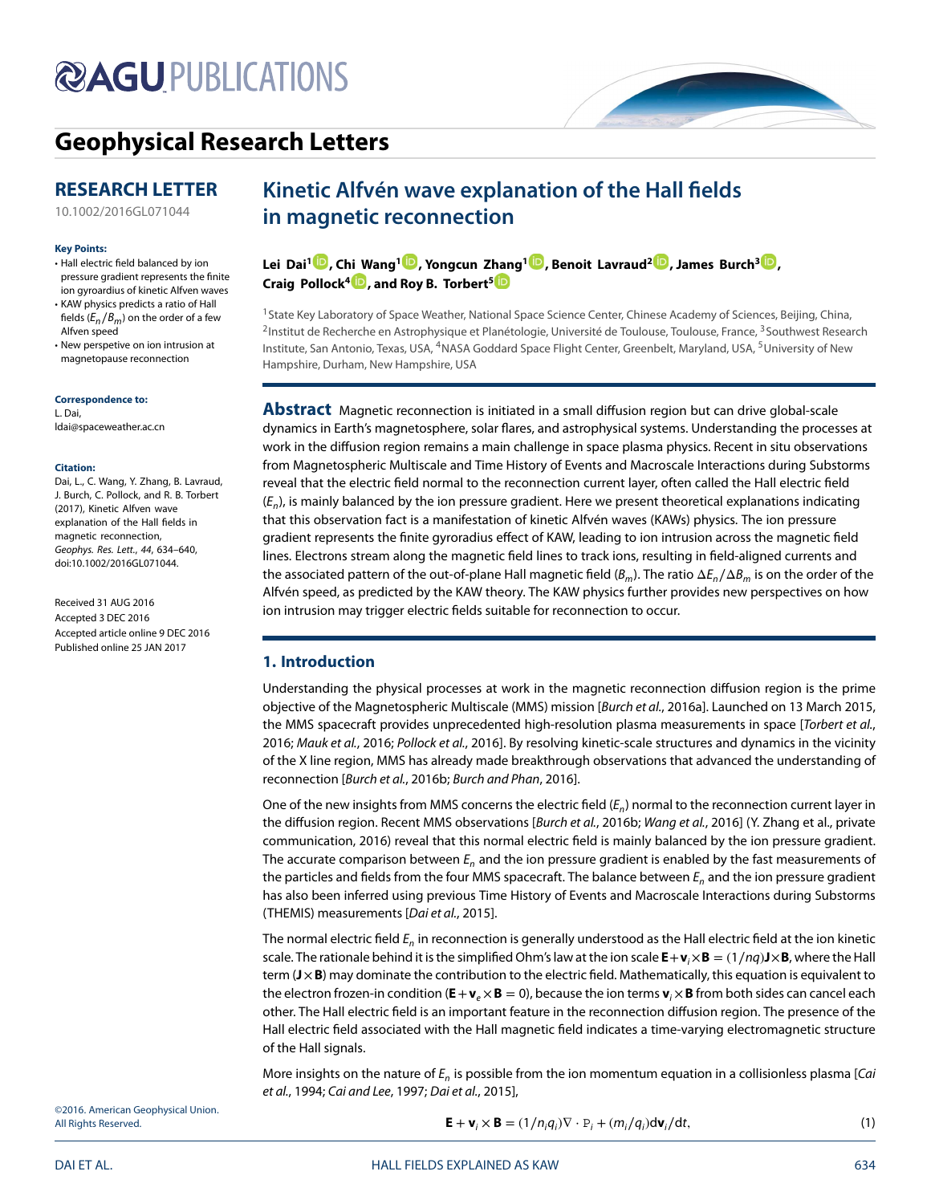# Geophysical Research Letters

## RESEARCH LETTER

10.1002/2016GL071044

**Key Points:**

- Hall electric field balanced by ion pressure gradient represents the finite ion gyroradius of kinetic Alfven waves
- KAW physics predicts a ratio of Hall fields ($E_n/B_m$) on the order of a few Alfven speed
- New perspective on ion intrusion at magnetopause reconnection

**Correspondence to:**
L. Dai,
ldai@spaceweather.ac.cn

**Citation:**
Dai, L., C. Wang, Y. Zhang, B. Lavraud, J. Burch, C. Pollock, and R. B. Torbert (2017), Kinetic Alfven wave explanation of the Hall fields in magnetic reconnection, *Geophys. Res. Lett.*, *44*, 634–640, doi:10.1002/2016GL071044.

Received 31 AUG 2016
Accepted 3 DEC 2016
Accepted article online 9 DEC 2016
Published online 25 JAN 2017

©2016. American Geophysical Union. All Rights Reserved.

# Kinetic Alfvén wave explanation of the Hall fields in magnetic reconnection

**Lei Dai[1], Chi Wang[1], Yongcun Zhang[1], Benoit Lavraud[2], James Burch[3], Craig Pollock[4], and Roy B. Torbert[5]**

[1]State Key Laboratory of Space Weather, National Space Science Center, Chinese Academy of Sciences, Beijing, China, [2]Institut de Recherche en Astrophysique et Planétologie, Université de Toulouse, Toulouse, France, [3]Southwest Research Institute, San Antonio, Texas, USA, [4]NASA Goddard Space Flight Center, Greenbelt, Maryland, USA, [5]University of New Hampshire, Durham, New Hampshire, USA

**Abstract** Magnetic reconnection is initiated in a small diffusion region but can drive global-scale dynamics in Earth's magnetosphere, solar flares, and astrophysical systems. Understanding the processes at work in the diffusion region remains a main challenge in space plasma physics. Recent in situ observations from Magnetospheric Multiscale and Time History of Events and Macroscale Interactions during Substorms reveal that the electric field normal to the reconnection current layer, often called the Hall electric field ($E_n$), is mainly balanced by the ion pressure gradient. Here we present theoretical explanations indicating that this observation fact is a manifestation of kinetic Alfvén waves (KAWs) physics. The ion pressure gradient represents the finite gyroradius effect of KAW, leading to ion intrusion across the magnetic field lines. Electrons stream along the magnetic field lines to track ions, resulting in field-aligned currents and the associated pattern of the out-of-plane Hall magnetic field ($B_m$). The ratio $\Delta E_n/\Delta B_m$ is on the order of the Alfvén speed, as predicted by the KAW theory. The KAW physics further provides new perspectives on how ion intrusion may trigger electric fields suitable for reconnection to occur.

## 1. Introduction

Understanding the physical processes at work in the magnetic reconnection diffusion region is the prime objective of the Magnetospheric Multiscale (MMS) mission [*Burch et al.*, 2016a]. Launched on 13 March 2015, the MMS spacecraft provides unprecedented high-resolution plasma measurements in space [*Torbert et al.*, 2016; *Mauk et al.*, 2016; *Pollock et al.*, 2016]. By resolving kinetic-scale structures and dynamics in the vicinity of the X line region, MMS has already made breakthrough observations that advanced the understanding of reconnection [*Burch et al.*, 2016b; *Burch and Phan*, 2016].

One of the new insights from MMS concerns the electric field ($E_n$) normal to the reconnection current layer in the diffusion region. Recent MMS observations [*Burch et al.*, 2016b; *Wang et al.*, 2016] (Y. Zhang et al., private communication, 2016) reveal that this normal electric field is mainly balanced by the ion pressure gradient. The accurate comparison between $E_n$ and the ion pressure gradient is enabled by the fast measurements of the particles and fields from the four MMS spacecraft. The balance between $E_n$ and the ion pressure gradient has also been inferred using previous Time History of Events and Macroscale Interactions during Substorms (THEMIS) measurements [*Dai et al.*, 2015].

The normal electric field $E_n$ in reconnection is generally understood as the Hall electric field at the ion kinetic scale. The rationale behind it is the simplified Ohm's law at the ion scale $\mathbf{E}+\mathbf{v}_i\times\mathbf{B} = (1/nq)\mathbf{J}\times\mathbf{B}$, where the Hall term ($\mathbf{J}\times\mathbf{B}$) may dominate the contribution to the electric field. Mathematically, this equation is equivalent to the electron frozen-in condition ($\mathbf{E}+\mathbf{v}_e\times\mathbf{B} = 0$), because the ion terms $\mathbf{v}_i\times\mathbf{B}$ from both sides can cancel each other. The Hall electric field is an important feature in the reconnection diffusion region. The presence of the Hall electric field associated with the Hall magnetic field indicates a time-varying electromagnetic structure of the Hall signals.

More insights on the nature of $E_n$ is possible from the ion momentum equation in a collisionless plasma [*Cai et al.*, 1994; *Cai and Lee*, 1997; *Dai et al.*, 2015],

$$\mathbf{E}+\mathbf{v}_i\times\mathbf{B} = (1/n_iq_i)\nabla\cdot\mathbb{P}_i + (m_i/q_i)d\mathbf{v}_i/dt, \tag{1}$$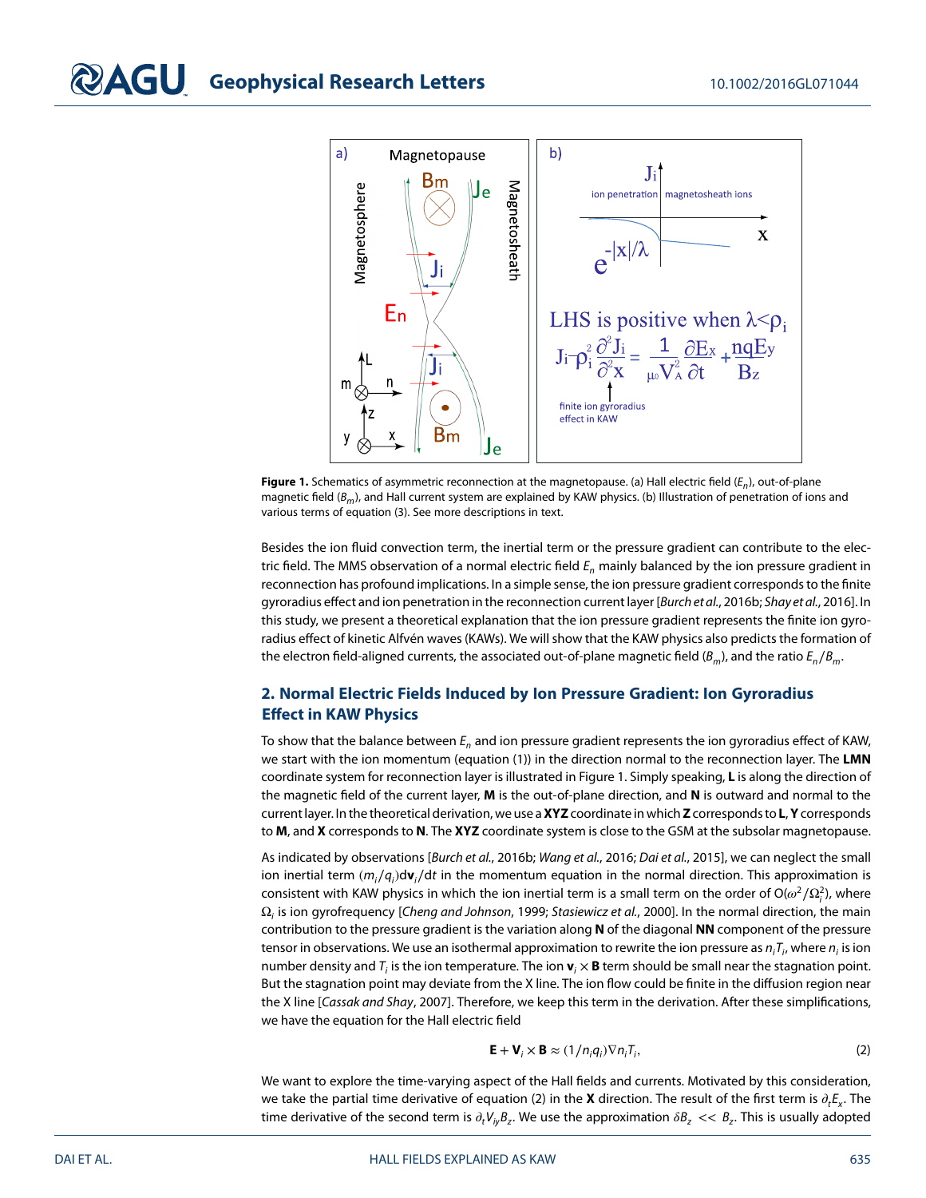**Figure 1.** Schematics of asymmetric reconnection at the magnetopause. (a) Hall electric field ($E_n$), out-of-plane magnetic field ($B_m$), and Hall current system are explained by KAW physics. (b) Illustration of penetration of ions and various terms of equation (3). See more descriptions in text.

Besides the ion fluid convection term, the inertial term or the pressure gradient can contribute to the electric field. The MMS observation of a normal electric field $E_n$ mainly balanced by the ion pressure gradient in reconnection has profound implications. In a simple sense, the ion pressure gradient corresponds to the finite gyroradius effect and ion penetration in the reconnection current layer [*Burch et al.*, 2016b; *Shay et al.*, 2016]. In this study, we present a theoretical explanation that the ion pressure gradient represents the finite ion gyroradius effect of kinetic Alfvén waves (KAWs). We will show that the KAW physics also predicts the formation of the electron field-aligned currents, the associated out-of-plane magnetic field ($B_m$), and the ratio $E_n/B_m$.

## 2. Normal Electric Fields Induced by Ion Pressure Gradient: Ion Gyroradius Effect in KAW Physics

To show that the balance between $E_n$ and ion pressure gradient represents the ion gyroradius effect of KAW, we start with the ion momentum (equation (1)) in the direction normal to the reconnection layer. The **LMN** coordinate system for reconnection layer is illustrated in Figure 1. Simply speaking, **L** is along the direction of the magnetic field of the current layer, **M** is the out-of-plane direction, and **N** is outward and normal to the current layer. In the theoretical derivation, we use a **XYZ** coordinate in which **Z** corresponds to **L**, **Y** corresponds to **M**, and **X** corresponds to **N**. The **XYZ** coordinate system is close to the GSM at the subsolar magnetopause.

As indicated by observations [*Burch et al.*, 2016b; *Wang et al.*, 2016; *Dai et al.*, 2015], we can neglect the small ion inertial term $(m_i/q_i)d\mathbf{v}_i/dt$ in the momentum equation in the normal direction. This approximation is consistent with KAW physics in which the ion inertial term is a small term on the order of $O(\omega^2/\Omega_i^2)$, where $\Omega_i$ is ion gyrofrequency [*Cheng and Johnson*, 1999; *Stasiewicz et al.*, 2000]. In the normal direction, the main contribution to the pressure gradient is the variation along **N** of the diagonal **NN** component of the pressure tensor in observations. We use an isothermal approximation to rewrite the ion pressure as $n_iT_i$, where $n_i$ is ion number density and $T_i$ is the ion temperature. The ion $\mathbf{v}_i \times \mathbf{B}$ term should be small near the stagnation point. But the stagnation point may deviate from the X line. The ion flow could be finite in the diffusion region near the X line [*Cassak and Shay*, 2007]. Therefore, we keep this term in the derivation. After these simplifications, we have the equation for the Hall electric field

$$\mathbf{E} + \mathbf{V}_i \times \mathbf{B} \approx (1/n_iq_i)\nabla n_iT_i, \tag{2}$$

We want to explore the time-varying aspect of the Hall fields and currents. Motivated by this consideration, we take the partial time derivative of equation (2) in the **X** direction. The result of the first term is $\partial_t E_x$. The time derivative of the second term is $\partial_t V_{iy}B_z$. We use the approximation $\delta B_z << B_z$. This is usually adopted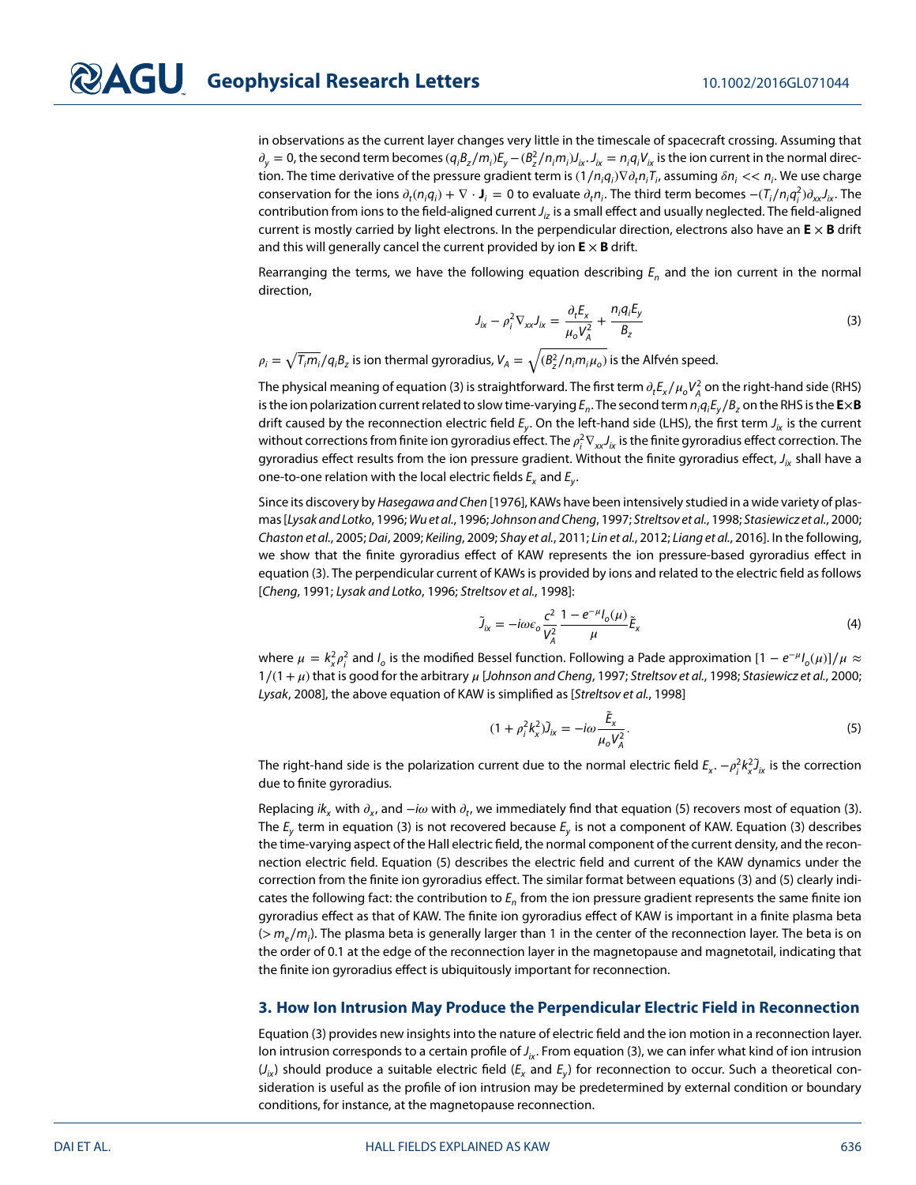in observations as the current layer changes very little in the timescale of spacecraft crossing. Assuming that $\partial_y = 0$, the second term becomes $(q_i B_z/m_i)E_y - (B_z^2/n_i m_i)J_{ix}$. $J_{ix} = n_i q_i V_{ix}$ is the ion current in the normal direction. The time derivative of the pressure gradient term is $(1/n_i q_i)\nabla \partial_t n_i T_i$, assuming $\delta n_i << n_i$. We use charge conservation for the ions $\partial_t(n_i q_i) + \nabla \cdot \mathbf{J}_i = 0$ to evaluate $\partial_t n_i$. The third term becomes $-(T_i/n_i q_i^2)\partial_{xx} J_{ix}$. The contribution from ions to the field-aligned current $J_{iz}$ is a small effect and usually neglected. The field-aligned current is mostly carried by light electrons. In the perpendicular direction, electrons also have an $\mathbf{E} \times \mathbf{B}$ drift and this will generally cancel the current provided by ion $\mathbf{E} \times \mathbf{B}$ drift.

Rearranging the terms, we have the following equation describing $E_n$ and the ion current in the normal direction,

$$J_{ix} - \rho_i^2 \nabla_{xx} J_{ix} = \frac{\partial_t E_x}{\mu_o V_A^2} + \frac{n_i q_i E_y}{B_z} \tag{3}$$

$\rho_i = \sqrt{T_i m_i}/q_i B_z$ is ion thermal gyroradius, $V_A = \sqrt{(B_z^2/n_i m_i \mu_o)}$ is the Alfvén speed.

The physical meaning of equation (3) is straightforward. The first term $\partial_t E_x/\mu_o V_A^2$ on the right-hand side (RHS) is the ion polarization current related to slow time-varying $E_n$. The second term $n_i q_i E_y/B_z$ on the RHS is the $\mathbf{E}\times\mathbf{B}$ drift caused by the reconnection electric field $E_y$. On the left-hand side (LHS), the first term $J_{ix}$ is the current without corrections from finite ion gyroradius effect. The $\rho_i^2 \nabla_{xx} J_{ix}$ is the finite gyroradius effect correction. The gyroradius effect results from the ion pressure gradient. Without the finite gyroradius effect, $J_{ix}$ shall have a one-to-one relation with the local electric fields $E_x$ and $E_y$.

Since its discovery by *Hasegawa and Chen* [1976], KAWs have been intensively studied in a wide variety of plasmas [*Lysak and Lotko*, 1996; *Wu et al.*, 1996; *Johnson and Cheng*, 1997; *Streltsov et al.*, 1998; *Stasiewicz et al.*, 2000; *Chaston et al.*, 2005; *Dai*, 2009; *Keiling*, 2009; *Shay et al.*, 2011; *Lin et al.*, 2012; *Liang et al.*, 2016]. In the following, we show that the finite gyroradius effect of KAW represents the ion pressure-based gyroradius effect in equation (3). The perpendicular current of KAWs is provided by ions and related to the electric field as follows [*Cheng*, 1991; *Lysak and Lotko*, 1996; *Streltsov et al.*, 1998]:

$$\tilde{J}_{ix} = -i\omega\epsilon_o \frac{c^2}{V_A^2} \frac{1 - e^{-\mu} I_o(\mu)}{\mu} \tilde{E}_x \tag{4}$$

where $\mu = k_x^2 \rho_i^2$ and $I_o$ is the modified Bessel function. Following a Pade approximation $[1 - e^{-\mu} I_o(\mu)]/\mu \approx 1/(1+\mu)$ that is good for the arbitrary $\mu$ [*Johnson and Cheng*, 1997; *Streltsov et al.*, 1998; *Stasiewicz et al.*, 2000; *Lysak*, 2008], the above equation of KAW is simplified as [*Streltsov et al.*, 1998]

$$(1 + \rho_i^2 k_x^2)\tilde{J}_{ix} = -i\omega \frac{\tilde{E}_x}{\mu_o V_A^2}. \tag{5}$$

The right-hand side is the polarization current due to the normal electric field $E_x$. $-\rho_i^2 k_x^2 \tilde{J}_{ix}$ is the correction due to finite gyroradius.

Replacing $ik_x$ with $\partial_x$, and $-i\omega$ with $\partial_t$, we immediately find that equation (5) recovers most of equation (3). The $E_y$ term in equation (3) is not recovered because $E_y$ is not a component of KAW. Equation (3) describes the time-varying aspect of the Hall electric field, the normal component of the current density, and the reconnection electric field. Equation (5) describes the electric field and current of the KAW dynamics under the correction from the finite ion gyroradius effect. The similar format between equations (3) and (5) clearly indicates the following fact: the contribution to $E_n$ from the ion pressure gradient represents the same finite ion gyroradius effect as that of KAW. The finite ion gyroradius effect of KAW is important in a finite plasma beta ($> m_e/m_i$). The plasma beta is generally larger than 1 in the center of the reconnection layer. The beta is on the order of 0.1 at the edge of the reconnection layer in the magnetopause and magnetotail, indicating that the finite ion gyroradius effect is ubiquitously important for reconnection.

## 3. How Ion Intrusion May Produce the Perpendicular Electric Field in Reconnection

Equation (3) provides new insights into the nature of electric field and the ion motion in a reconnection layer. Ion intrusion corresponds to a certain profile of $J_{ix}$. From equation (3), we can infer what kind of ion intrusion ($J_{ix}$) should produce a suitable electric field ($E_x$ and $E_y$) for reconnection to occur. Such a theoretical consideration is useful as the profile of ion intrusion may be predetermined by external condition or boundary conditions, for instance, at the magnetopause reconnection.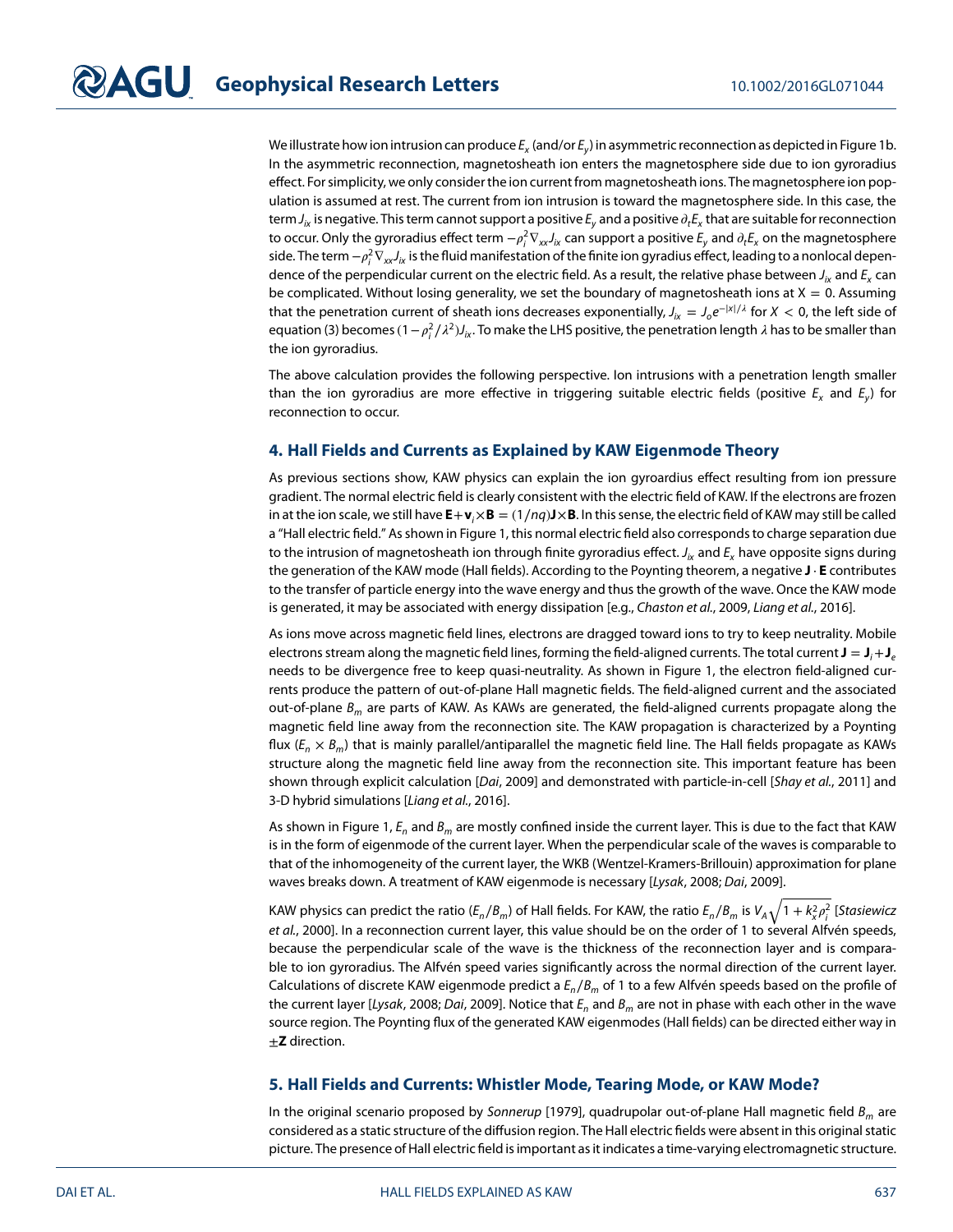We illustrate how ion intrusion can produce $E_x$ (and/or $E_y$) in asymmetric reconnection as depicted in Figure 1b. In the asymmetric reconnection, magnetosheath ion enters the magnetosphere side due to ion gyroradius effect. For simplicity, we only consider the ion current from magnetosheath ions. The magnetosphere ion population is assumed at rest. The current from ion intrusion is toward the magnetosphere side. In this case, the term $J_{ix}$ is negative. This term cannot support a positive $E_y$ and a positive $\partial_t E_x$ that are suitable for reconnection to occur. Only the gyroradius effect term $-\rho_i^2 \nabla_{xx} J_{ix}$ can support a positive $E_y$ and $\partial_t E_x$ on the magnetosphere side. The term $-\rho_i^2 \nabla_{xx} J_{ix}$ is the fluid manifestation of the finite ion gyadius effect, leading to a nonlocal dependence of the perpendicular current on the electric field. As a result, the relative phase between $J_{ix}$ and $E_x$ can be complicated. Without losing generality, we set the boundary of magnetosheath ions at $X = 0$. Assuming that the penetration current of sheath ions decreases exponentially, $J_{ix} = J_o e^{-|x|/\lambda}$ for $X < 0$, the left side of equation (3) becomes $(1 - \rho_i^2/\lambda^2) J_{ix}$. To make the LHS positive, the penetration length $\lambda$ has to be smaller than the ion gyroradius.

The above calculation provides the following perspective. Ion intrusions with a penetration length smaller than the ion gyroradius are more effective in triggering suitable electric fields (positive $E_x$ and $E_y$) for reconnection to occur.

## 4. Hall Fields and Currents as Explained by KAW Eigenmode Theory

As previous sections show, KAW physics can explain the ion gyroardius effect resulting from ion pressure gradient. The normal electric field is clearly consistent with the electric field of KAW. If the electrons are frozen in at the ion scale, we still have $\mathbf{E} + \mathbf{v}_i \times \mathbf{B} = (1/nq)\mathbf{J} \times \mathbf{B}$. In this sense, the electric field of KAW may still be called a "Hall electric field." As shown in Figure 1, this normal electric field also corresponds to charge separation due to the intrusion of magnetosheath ion through finite gyroradius effect. $J_{ix}$ and $E_x$ have opposite signs during the generation of the KAW mode (Hall fields). According to the Poynting theorem, a negative $\mathbf{J} \cdot \mathbf{E}$ contributes to the transfer of particle energy into the wave energy and thus the growth of the wave. Once the KAW mode is generated, it may be associated with energy dissipation [e.g., *Chaston et al.*, 2009, *Liang et al.*, 2016].

As ions move across magnetic field lines, electrons are dragged toward ions to try to keep neutrality. Mobile electrons stream along the magnetic field lines, forming the field-aligned currents. The total current $\mathbf{J} = \mathbf{J}_i + \mathbf{J}_e$ needs to be divergence free to keep quasi-neutrality. As shown in Figure 1, the electron field-aligned currents produce the pattern of out-of-plane Hall magnetic fields. The field-aligned current and the associated out-of-plane $B_m$ are parts of KAW. As KAWs are generated, the field-aligned currents propagate along the magnetic field line away from the reconnection site. The KAW propagation is characterized by a Poynting flux ($E_n \times B_m$) that is mainly parallel/antiparallel the magnetic field line. The Hall fields propagate as KAWs structure along the magnetic field line away from the reconnection site. This important feature has been shown through explicit calculation [*Dai*, 2009] and demonstrated with particle-in-cell [*Shay et al.*, 2011] and 3-D hybrid simulations [*Liang et al.*, 2016].

As shown in Figure 1, $E_n$ and $B_m$ are mostly confined inside the current layer. This is due to the fact that KAW is in the form of eigenmode of the current layer. When the perpendicular scale of the waves is comparable to that of the inhomogeneity of the current layer, the WKB (Wentzel-Kramers-Brillouin) approximation for plane waves breaks down. A treatment of KAW eigenmode is necessary [*Lysak*, 2008; *Dai*, 2009].

KAW physics can predict the ratio ($E_n/B_m$) of Hall fields. For KAW, the ratio $E_n/B_m$ is $V_A\sqrt{1 + k_x^2 \rho_i^2}$ [*Stasiewicz et al.*, 2000]. In a reconnection current layer, this value should be on the order of 1 to several Alfvén speeds, because the perpendicular scale of the wave is the thickness of the reconnection layer and is comparable to ion gyroradius. The Alfvén speed varies significantly across the normal direction of the current layer. Calculations of discrete KAW eigenmode predict a $E_n/B_m$ of 1 to a few Alfvén speeds based on the profile of the current layer [*Lysak*, 2008; *Dai*, 2009]. Notice that $E_n$ and $B_m$ are not in phase with each other in the wave source region. The Poynting flux of the generated KAW eigenmodes (Hall fields) can be directed either way in $\pm\mathbf{Z}$ direction.

## 5. Hall Fields and Currents: Whistler Mode, Tearing Mode, or KAW Mode?

In the original scenario proposed by *Sonnerup* [1979], quadrupolar out-of-plane Hall magnetic field $B_m$ are considered as a static structure of the diffusion region. The Hall electric fields were absent in this original static picture. The presence of Hall electric field is important as it indicates a time-varying electromagnetic structure.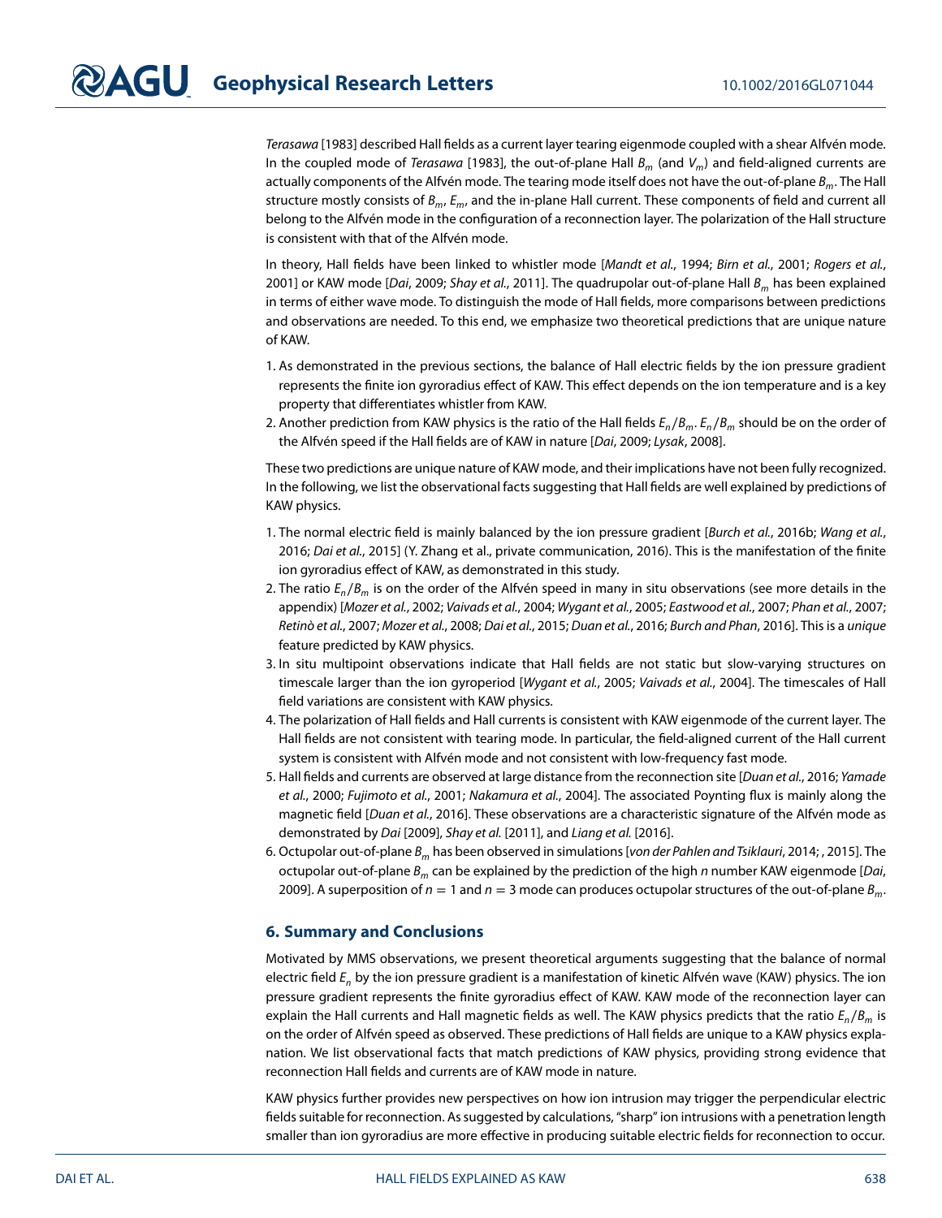*Terasawa* [1983] described Hall fields as a current layer tearing eigenmode coupled with a shear Alfvén mode. In the coupled mode of *Terasawa* [1983], the out-of-plane Hall $B_m$ (and $V_m$) and field-aligned currents are actually components of the Alfvén mode. The tearing mode itself does not have the out-of-plane $B_m$. The Hall structure mostly consists of $B_m$, $E_m$, and the in-plane Hall current. These components of field and current all belong to the Alfvén mode in the configuration of a reconnection layer. The polarization of the Hall structure is consistent with that of the Alfvén mode.

In theory, Hall fields have been linked to whistler mode [*Mandt et al.*, 1994; *Birn et al.*, 2001; *Rogers et al.*, 2001] or KAW mode [*Dai*, 2009; *Shay et al.*, 2011]. The quadrupolar out-of-plane Hall $B_m$ has been explained in terms of either wave mode. To distinguish the mode of Hall fields, more comparisons between predictions and observations are needed. To this end, we emphasize two theoretical predictions that are unique nature of KAW.

1. As demonstrated in the previous sections, the balance of Hall electric fields by the ion pressure gradient represents the finite ion gyroradius effect of KAW. This effect depends on the ion temperature and is a key property that differentiates whistler from KAW.
2. Another prediction from KAW physics is the ratio of the Hall fields $E_n/B_m$. $E_n/B_m$ should be on the order of the Alfvén speed if the Hall fields are of KAW in nature [*Dai*, 2009; *Lysak*, 2008].

These two predictions are unique nature of KAW mode, and their implications have not been fully recognized. In the following, we list the observational facts suggesting that Hall fields are well explained by predictions of KAW physics.

1. The normal electric field is mainly balanced by the ion pressure gradient [*Burch et al.*, 2016b; *Wang et al.*, 2016; *Dai et al.*, 2015] (Y. Zhang et al., private communication, 2016). This is the manifestation of the finite ion gyroradius effect of KAW, as demonstrated in this study.
2. The ratio $E_n/B_m$ is on the order of the Alfvén speed in many in situ observations (see more details in the appendix) [*Mozer et al.*, 2002; *Vaivads et al.*, 2004; *Wygant et al.*, 2005; *Eastwood et al.*, 2007; *Phan et al.*, 2007; *Retinò et al.*, 2007; *Mozer et al.*, 2008; *Dai et al.*, 2015; *Duan et al.*, 2016; *Burch and Phan*, 2016]. This is a *unique* feature predicted by KAW physics.
3. In situ multipoint observations indicate that Hall fields are not static but slow-varying structures on timescale larger than the ion gyroperiod [*Wygant et al.*, 2005; *Vaivads et al.*, 2004]. The timescales of Hall field variations are consistent with KAW physics.
4. The polarization of Hall fields and Hall currents is consistent with KAW eigenmode of the current layer. The Hall fields are not consistent with tearing mode. In particular, the field-aligned current of the Hall current system is consistent with Alfvén mode and not consistent with low-frequency fast mode.
5. Hall fields and currents are observed at large distance from the reconnection site [*Duan et al.*, 2016; *Yamade et al.*, 2000; *Fujimoto et al.*, 2001; *Nakamura et al.*, 2004]. The associated Poynting flux is mainly along the magnetic field [*Duan et al.*, 2016]. These observations are a characteristic signature of the Alfvén mode as demonstrated by *Dai* [2009], *Shay et al.* [2011], and *Liang et al.* [2016].
6. Octupolar out-of-plane $B_m$ has been observed in simulations [*von der Pahlen and Tsiklauri*, 2014; , 2015]. The octupolar out-of-plane $B_m$ can be explained by the prediction of the high $n$ number KAW eigenmode [*Dai*, 2009]. A superposition of $n = 1$ and $n = 3$ mode can produces octupolar structures of the out-of-plane $B_m$.

## 6. Summary and Conclusions

Motivated by MMS observations, we present theoretical arguments suggesting that the balance of normal electric field $E_n$ by the ion pressure gradient is a manifestation of kinetic Alfvén wave (KAW) physics. The ion pressure gradient represents the finite gyroradius effect of KAW. KAW mode of the reconnection layer can explain the Hall currents and Hall magnetic fields as well. The KAW physics predicts that the ratio $E_n/B_m$ is on the order of Alfvén speed as observed. These predictions of Hall fields are unique to a KAW physics explanation. We list observational facts that match predictions of KAW physics, providing strong evidence that reconnection Hall fields and currents are of KAW mode in nature.

KAW physics further provides new perspectives on how ion intrusion may trigger the perpendicular electric fields suitable for reconnection. As suggested by calculations, "sharp" ion intrusions with a penetration length smaller than ion gyroradius are more effective in producing suitable electric fields for reconnection to occur.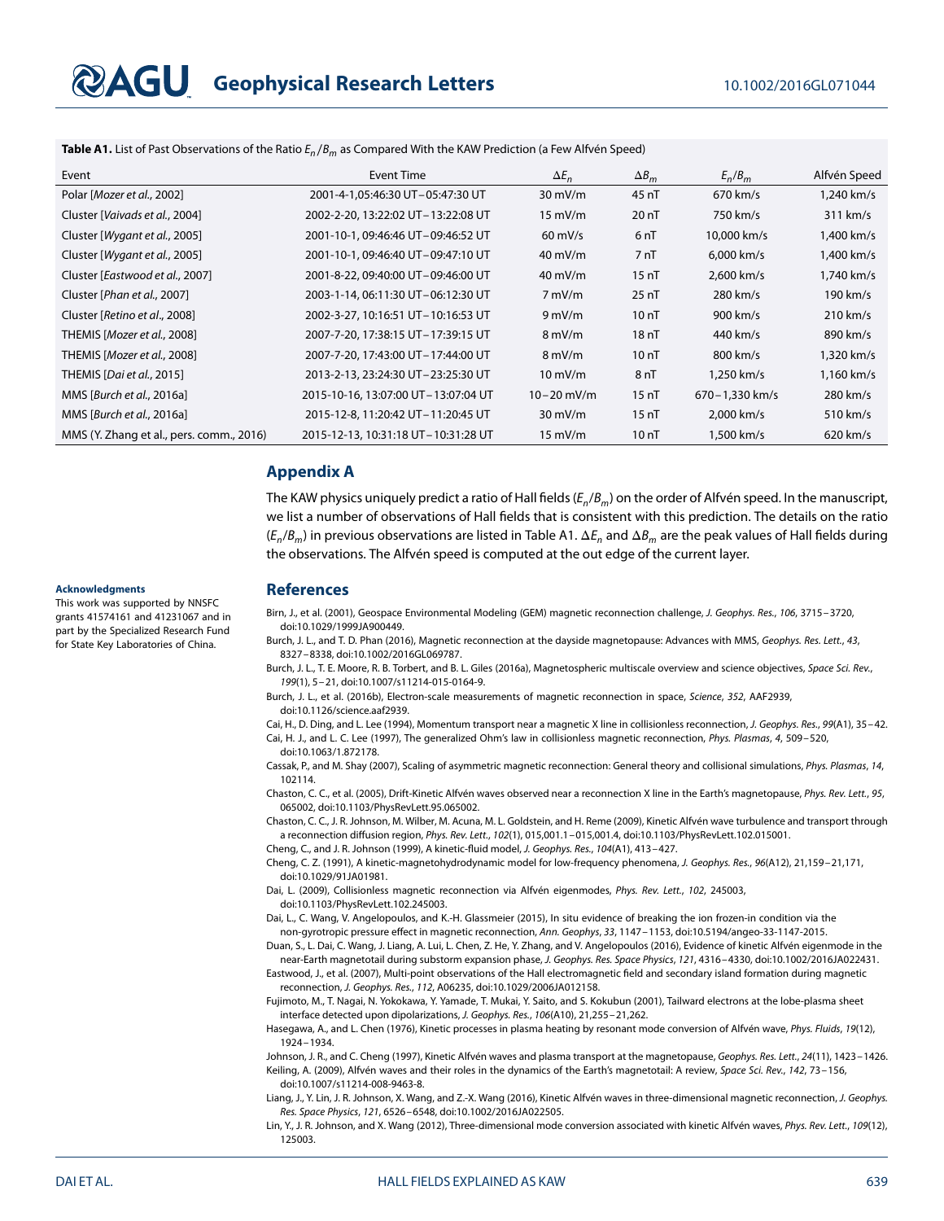**Table A1.** List of Past Observations of the Ratio $E_n/B_m$ as Compared With the KAW Prediction (a Few Alfvén Speed)

| Event | Event Time | $\Delta E_n$ | $\Delta B_m$ | $E_n/B_m$ | Alfvén Speed |
|---|---|---|---|---|---|
| Polar [*Mozer et al.*, 2002] | 2001-4-1,05:46:30 UT–05:47:30 UT | 30 mV/m | 45 nT | 670 km/s | 1,240 km/s |
| Cluster [*Vaivads et al.*, 2004] | 2002-2-20, 13:22:02 UT–13:22:08 UT | 15 mV/m | 20 nT | 750 km/s | 311 km/s |
| Cluster [*Wygant et al.*, 2005] | 2001-10-1, 09:46:46 UT–09:46:52 UT | 60 mV/s | 6 nT | 10,000 km/s | 1,400 km/s |
| Cluster [*Wygant et al.*, 2005] | 2001-10-1, 09:46:40 UT–09:47:10 UT | 40 mV/m | 7 nT | 6,000 km/s | 1,400 km/s |
| Cluster [*Eastwood et al.*, 2007] | 2001-8-22, 09:40:00 UT–09:46:00 UT | 40 mV/m | 15 nT | 2,600 km/s | 1,740 km/s |
| Cluster [*Phan et al.*, 2007] | 2003-1-14, 06:11:30 UT–06:12:30 UT | 7 mV/m | 25 nT | 280 km/s | 190 km/s |
| Cluster [*Retino et al.*, 2008] | 2002-3-27, 10:16:51 UT–10:16:53 UT | 9 mV/m | 10 nT | 900 km/s | 210 km/s |
| THEMIS [*Mozer et al.*, 2008] | 2007-7-20, 17:38:15 UT–17:39:15 UT | 8 mV/m | 18 nT | 440 km/s | 890 km/s |
| THEMIS [*Mozer et al.*, 2008] | 2007-7-20, 17:43:00 UT–17:44:00 UT | 8 mV/m | 10 nT | 800 km/s | 1,320 km/s |
| THEMIS [*Dai et al.*, 2015] | 2013-2-13, 23:24:30 UT–23:25:30 UT | 10 mV/m | 8 nT | 1,250 km/s | 1,160 km/s |
| MMS [*Burch et al.*, 2016a] | 2015-10-16, 13:07:00 UT–13:07:04 UT | 10–20 mV/m | 15 nT | 670–1,330 km/s | 280 km/s |
| MMS [*Burch et al.*, 2016a] | 2015-12-8, 11:20:42 UT–11:20:45 UT | 30 mV/m | 15 nT | 2,000 km/s | 510 km/s |
| MMS (Y. Zhang et al., pers. comm., 2016) | 2015-12-13, 10:31:18 UT–10:31:28 UT | 15 mV/m | 10 nT | 1,500 km/s | 620 km/s |

## Appendix A

The KAW physics uniquely predict a ratio of Hall fields ($E_n/B_m$) on the order of Alfvén speed. In the manuscript, we list a number of observations of Hall fields that is consistent with this prediction. The details on the ratio ($E_n/B_m$) in previous observations are listed in Table A1. $\Delta E_n$ and $\Delta B_m$ are the peak values of Hall fields during the observations. The Alfvén speed is computed at the out edge of the current layer.

### Acknowledgments

This work was supported by NNSFC grants 41574161 and 41231067 and in part by the Specialized Research Fund for State Key Laboratories of China.

## References

Birn, J., et al. (2001), Geospace Environmental Modeling (GEM) magnetic reconnection challenge, *J. Geophys. Res.*, *106*, 3715–3720, doi:10.1029/1999JA900449.

Burch, J. L., and T. D. Phan (2016), Magnetic reconnection at the dayside magnetopause: Advances with MMS, *Geophys. Res. Lett.*, *43*, 8327–8338, doi:10.1002/2016GL069787.

Burch, J. L., T. E. Moore, R. B. Torbert, and B. L. Giles (2016a), Magnetospheric multiscale overview and science objectives, *Space Sci. Rev.*, *199*(1), 5–21, doi:10.1007/s11214-015-0164-9.

Burch, J. L., et al. (2016b), Electron-scale measurements of magnetic reconnection in space, *Science*, *352*, AAF2939, doi:10.1126/science.aaf2939.

Cai, H., D. Ding, and L. Lee (1994), Momentum transport near a magnetic X line in collisionless reconnection, *J. Geophys. Res.*, *99*(A1), 35–42.

Cai, H. J., and L. C. Lee (1997), The generalized Ohm's law in collisionless magnetic reconnection, *Phys. Plasmas*, *4*, 509–520, doi:10.1063/1.872178.

Cassak, P., and M. Shay (2007), Scaling of asymmetric magnetic reconnection: General theory and collisional simulations, *Phys. Plasmas*, *14*, 102114.

Chaston, C. C., et al. (2005), Drift-Kinetic Alfvén waves observed near a reconnection X line in the Earth's magnetopause, *Phys. Rev. Lett.*, *95*, 065002, doi:10.1103/PhysRevLett.95.065002.

Chaston, C. C., J. R. Johnson, M. Wilber, M. Acuna, M. L. Goldstein, and H. Reme (2009), Kinetic Alfvén wave turbulence and transport through a reconnection diffusion region, *Phys. Rev. Lett.*, *102*(1), 015,001.1–015,001.4, doi:10.1103/PhysRevLett.102.015001.

Cheng, C., and J. R. Johnson (1999), A kinetic-fluid model, *J. Geophys. Res.*, *104*(A1), 413–427.

Cheng, C. Z. (1991), A kinetic-magnetohydrodynamic model for low-frequency phenomena, *J. Geophys. Res.*, *96*(A12), 21,159–21,171, doi:10.1029/91JA01981.

Dai, L. (2009), Collisionless magnetic reconnection via Alfvén eigenmodes, *Phys. Rev. Lett.*, *102*, 245003, doi:10.1103/PhysRevLett.102.245003.

Dai, L., C. Wang, V. Angelopoulos, and K.-H. Glassmeier (2015), In situ evidence of breaking the ion frozen-in condition via the non-gyrotropic pressure effect in magnetic reconnection, *Ann. Geophys*, *33*, 1147–1153, doi:10.5194/angeo-33-1147-2015.

Duan, S., L. Dai, C. Wang, J. Liang, A. Lui, L. Chen, Z. He, Y. Zhang, and V. Angelopoulos (2016), Evidence of kinetic Alfvén eigenmode in the near-Earth magnetotail during substorm expansion phase, *J. Geophys. Res. Space Physics*, *121*, 4316–4330, doi:10.1002/2016JA022431.

Eastwood, J., et al. (2007), Multi-point observations of the Hall electromagnetic field and secondary island formation during magnetic reconnection, *J. Geophys. Res.*, *112*, A06235, doi:10.1029/2006JA012158.

Fujimoto, M., T. Nagai, N. Yokokawa, Y. Yamade, T. Mukai, Y. Saito, and S. Kokubun (2001), Tailward electrons at the lobe-plasma sheet interface detected upon dipolarizations, *J. Geophys. Res.*, *106*(A10), 21,255–21,262.

Hasegawa, A., and L. Chen (1976), Kinetic processes in plasma heating by resonant mode conversion of Alfvén wave, *Phys. Fluids*, *19*(12), 1924–1934.

Johnson, J. R., and C. Cheng (1997), Kinetic Alfvén waves and plasma transport at the magnetopause, *Geophys. Res. Lett.*, *24*(11), 1423–1426.

Keiling, A. (2009), Alfvén waves and their roles in the dynamics of the Earth's magnetotail: A review, *Space Sci. Rev.*, *142*, 73–156, doi:10.1007/s11214-008-9463-8.

Liang, J., Y. Lin, J. R. Johnson, X. Wang, and Z.-X. Wang (2016), Kinetic Alfvén waves in three-dimensional magnetic reconnection, *J. Geophys. Res. Space Physics*, *121*, 6526–6548, doi:10.1002/2016JA022505.

Lin, Y., J. R. Johnson, and X. Wang (2012), Three-dimensional mode conversion associated with kinetic Alfvén waves, *Phys. Rev. Lett.*, *109*(12), 125003.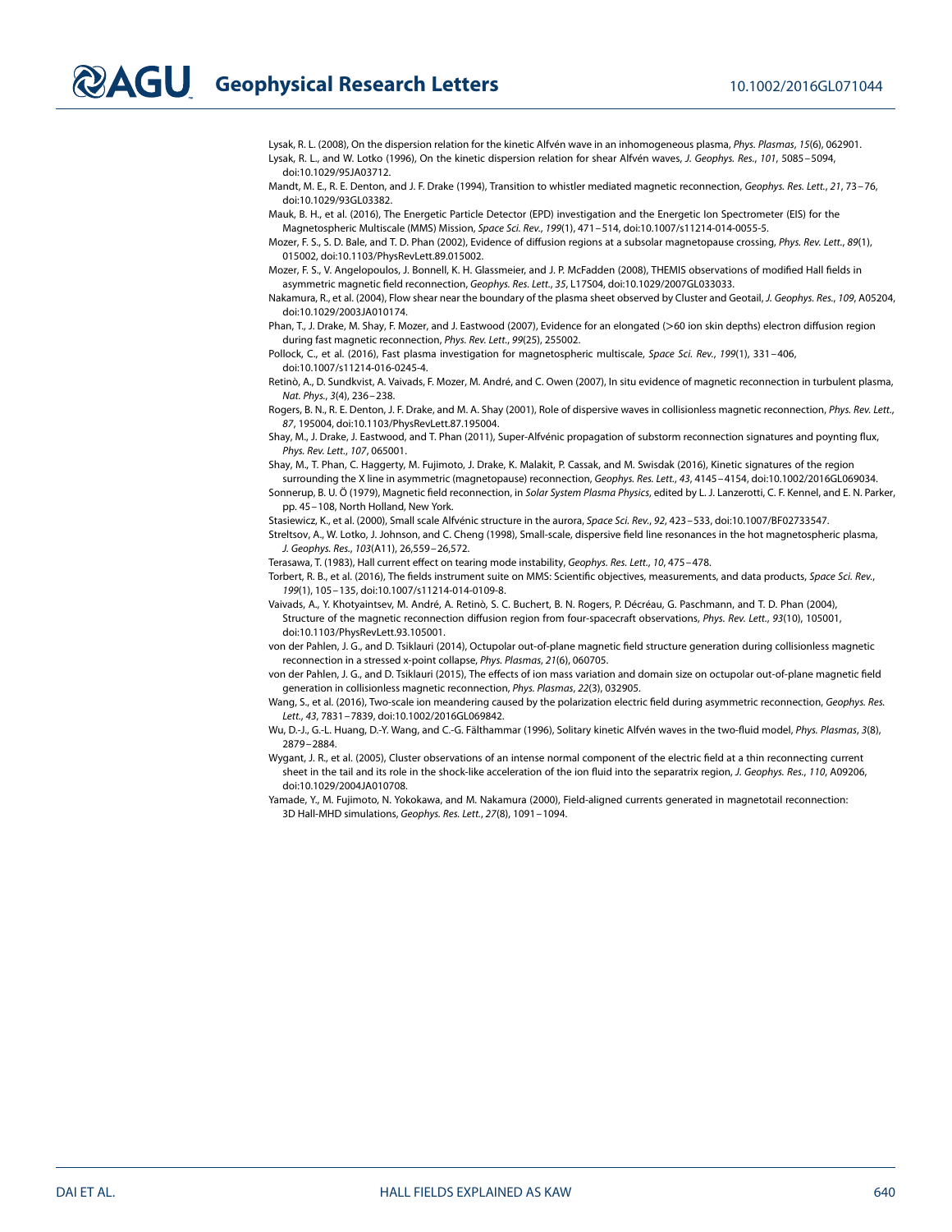Lysak, R. L. (2008), On the dispersion relation for the kinetic Alfvén wave in an inhomogeneous plasma, *Phys. Plasmas*, *15*(6), 062901.

Lysak, R. L., and W. Lotko (1996), On the kinetic dispersion relation for shear Alfvén waves, *J. Geophys. Res.*, *101*, 5085–5094, doi:10.1029/95JA03712.

Mandt, M. E., R. E. Denton, and J. F. Drake (1994), Transition to whistler mediated magnetic reconnection, *Geophys. Res. Lett.*, *21*, 73–76, doi:10.1029/93GL03382.

Mauk, B. H., et al. (2016), The Energetic Particle Detector (EPD) investigation and the Energetic Ion Spectrometer (EIS) for the Magnetospheric Multiscale (MMS) Mission, *Space Sci. Rev.*, *199*(1), 471–514, doi:10.1007/s11214-014-0055-5.

Mozer, F. S., S. D. Bale, and T. D. Phan (2002), Evidence of diffusion regions at a subsolar magnetopause crossing, *Phys. Rev. Lett.*, *89*(1), 015002, doi:10.1103/PhysRevLett.89.015002.

Mozer, F. S., V. Angelopoulos, J. Bonnell, K. H. Glassmeier, and J. P. McFadden (2008), THEMIS observations of modified Hall fields in asymmetric magnetic field reconnection, *Geophys. Res. Lett.*, *35*, L17S04, doi:10.1029/2007GL033033.

Nakamura, R., et al. (2004), Flow shear near the boundary of the plasma sheet observed by Cluster and Geotail, *J. Geophys. Res.*, *109*, A05204, doi:10.1029/2003JA010174.

Phan, T., J. Drake, M. Shay, F. Mozer, and J. Eastwood (2007), Evidence for an elongated (>60 ion skin depths) electron diffusion region during fast magnetic reconnection, *Phys. Rev. Lett.*, *99*(25), 255002.

Pollock, C., et al. (2016), Fast plasma investigation for magnetospheric multiscale, *Space Sci. Rev.*, *199*(1), 331–406, doi:10.1007/s11214-016-0245-4.

Retinò, A., D. Sundkvist, A. Vaivads, F. Mozer, M. André, and C. Owen (2007), In situ evidence of magnetic reconnection in turbulent plasma, *Nat. Phys.*, *3*(4), 236–238.

Rogers, B. N., R. E. Denton, J. F. Drake, and M. A. Shay (2001), Role of dispersive waves in collisionless magnetic reconnection, *Phys. Rev. Lett.*, *87*, 195004, doi:10.1103/PhysRevLett.87.195004.

Shay, M., J. Drake, J. Eastwood, and T. Phan (2011), Super-Alfvénic propagation of substorm reconnection signatures and poynting flux, *Phys. Rev. Lett.*, *107*, 065001.

Shay, M., T. Phan, C. Haggerty, M. Fujimoto, J. Drake, K. Malakit, P. Cassak, and M. Swisdak (2016), Kinetic signatures of the region surrounding the X line in asymmetric (magnetopause) reconnection, *Geophys. Res. Lett.*, *43*, 4145–4154, doi:10.1002/2016GL069034.

Sonnerup, B. U. Ö (1979), Magnetic field reconnection, in *Solar System Plasma Physics*, edited by L. J. Lanzerotti, C. F. Kennel, and E. N. Parker, pp. 45–108, North Holland, New York.

Stasiewicz, K., et al. (2000), Small scale Alfvénic structure in the aurora, *Space Sci. Rev.*, *92*, 423–533, doi:10.1007/BF02733547.

Streltsov, A., W. Lotko, J. Johnson, and C. Cheng (1998), Small-scale, dispersive field line resonances in the hot magnetospheric plasma, *J. Geophys. Res.*, *103*(A11), 26,559–26,572.

Terasawa, T. (1983), Hall current effect on tearing mode instability, *Geophys. Res. Lett.*, *10*, 475–478.

Torbert, R. B., et al. (2016), The fields instrument suite on MMS: Scientific objectives, measurements, and data products, *Space Sci. Rev.*, *199*(1), 105–135, doi:10.1007/s11214-014-0109-8.

Vaivads, A., Y. Khotyaintsev, M. André, A. Retinò, S. C. Buchert, B. N. Rogers, P. Décréau, G. Paschmann, and T. D. Phan (2004), Structure of the magnetic reconnection diffusion region from four-spacecraft observations, *Phys. Rev. Lett.*, *93*(10), 105001, doi:10.1103/PhysRevLett.93.105001.

von der Pahlen, J. G., and D. Tsiklauri (2014), Octupolar out-of-plane magnetic field structure generation during collisionless magnetic reconnection in a stressed x-point collapse, *Phys. Plasmas*, *21*(6), 060705.

von der Pahlen, J. G., and D. Tsiklauri (2015), The effects of ion mass variation and domain size on octupolar out-of-plane magnetic field generation in collisionless magnetic reconnection, *Phys. Plasmas*, *22*(3), 032905.

Wang, S., et al. (2016), Two-scale ion meandering caused by the polarization electric field during asymmetric reconnection, *Geophys. Res. Lett.*, *43*, 7831–7839, doi:10.1002/2016GL069842.

Wu, D.-J., G.-L. Huang, D.-Y. Wang, and C.-G. Fälthammar (1996), Solitary kinetic Alfvén waves in the two-fluid model, *Phys. Plasmas*, *3*(8), 2879–2884.

Wygant, J. R., et al. (2005), Cluster observations of an intense normal component of the electric field at a thin reconnecting current sheet in the tail and its role in the shock-like acceleration of the ion fluid into the separatrix region, *J. Geophys. Res.*, *110*, A09206, doi:10.1029/2004JA010708.

Yamade, Y., M. Fujimoto, N. Yokokawa, and M. Nakamura (2000), Field-aligned currents generated in magnetotail reconnection: 3D Hall-MHD simulations, *Geophys. Res. Lett.*, *27*(8), 1091–1094.